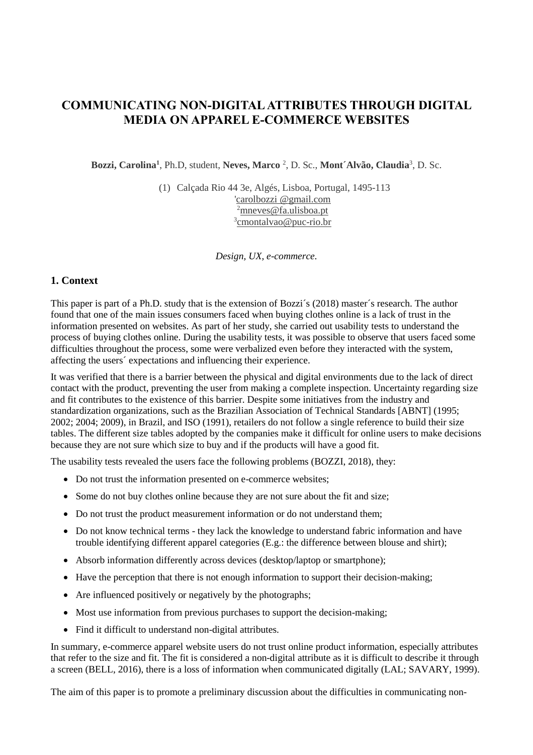# COMMUNICATING NON-DIGITAL ATTRIBUTES THROUGH DIGITAL MEDIA ON APPAREL E-COMMERCE WEBSITES

**Bozzi, Carolina**[1], Ph.D, student, **Neves, Marco** [2], D. Sc., **Mont´Alvão, Claudia**[3], D. Sc.

(1) Calçada Rio 44 3e, Algés, Lisboa, Portugal, 1495-113
'carolbozzi @gmail.com
[2]mneves@fa.ulisboa.pt
[3]cmontalvao@puc-rio.br

*Design, UX, e-commerce.*

## 1. Context

This paper is part of a Ph.D. study that is the extension of Bozzi´s (2018) master´s research. The author found that one of the main issues consumers faced when buying clothes online is a lack of trust in the information presented on websites. As part of her study, she carried out usability tests to understand the process of buying clothes online. During the usability tests, it was possible to observe that users faced some difficulties throughout the process, some were verbalized even before they interacted with the system, affecting the users´ expectations and influencing their experience.

It was verified that there is a barrier between the physical and digital environments due to the lack of direct contact with the product, preventing the user from making a complete inspection. Uncertainty regarding size and fit contributes to the existence of this barrier. Despite some initiatives from the industry and standardization organizations, such as the Brazilian Association of Technical Standards [ABNT] (1995; 2002; 2004; 2009), in Brazil, and ISO (1991), retailers do not follow a single reference to build their size tables. The different size tables adopted by the companies make it difficult for online users to make decisions because they are not sure which size to buy and if the products will have a good fit.

The usability tests revealed the users face the following problems (BOZZI, 2018), they:

- Do not trust the information presented on e-commerce websites;
- Some do not buy clothes online because they are not sure about the fit and size;
- Do not trust the product measurement information or do not understand them;
- Do not know technical terms - they lack the knowledge to understand fabric information and have trouble identifying different apparel categories (E.g.: the difference between blouse and shirt);
- Absorb information differently across devices (desktop/laptop or smartphone);
- Have the perception that there is not enough information to support their decision-making;
- Are influenced positively or negatively by the photographs;
- Most use information from previous purchases to support the decision-making;
- Find it difficult to understand non-digital attributes.

In summary, e-commerce apparel website users do not trust online product information, especially attributes that refer to the size and fit. The fit is considered a non-digital attribute as it is difficult to describe it through a screen (BELL, 2016), there is a loss of information when communicated digitally (LAL; SAVARY, 1999).

The aim of this paper is to promote a preliminary discussion about the difficulties in communicating non-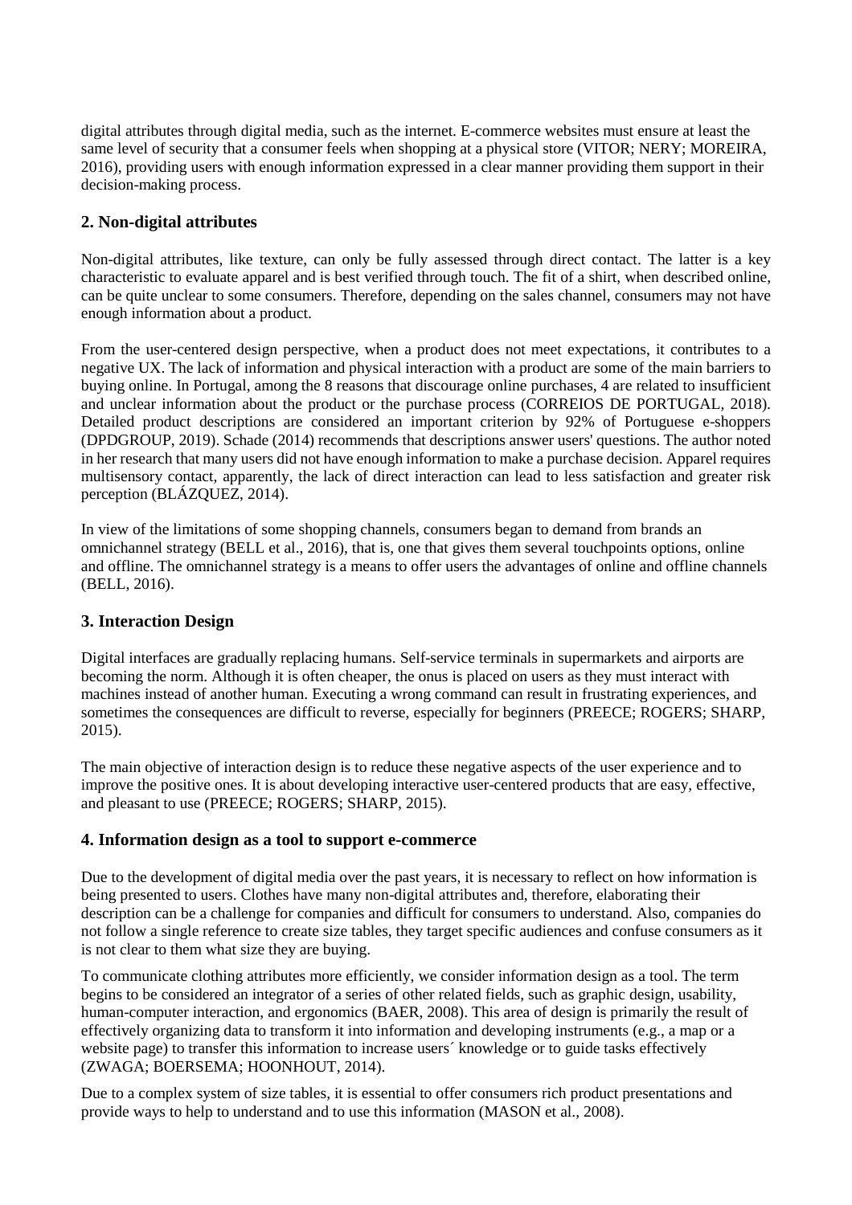digital attributes through digital media, such as the internet. E-commerce websites must ensure at least the same level of security that a consumer feels when shopping at a physical store (VITOR; NERY; MOREIRA, 2016), providing users with enough information expressed in a clear manner providing them support in their decision-making process.

## 2. Non-digital attributes

Non-digital attributes, like texture, can only be fully assessed through direct contact. The latter is a key characteristic to evaluate apparel and is best verified through touch. The fit of a shirt, when described online, can be quite unclear to some consumers. Therefore, depending on the sales channel, consumers may not have enough information about a product.

From the user-centered design perspective, when a product does not meet expectations, it contributes to a negative UX. The lack of information and physical interaction with a product are some of the main barriers to buying online. In Portugal, among the 8 reasons that discourage online purchases, 4 are related to insufficient and unclear information about the product or the purchase process (CORREIOS DE PORTUGAL, 2018). Detailed product descriptions are considered an important criterion by 92% of Portuguese e-shoppers (DPDGROUP, 2019). Schade (2014) recommends that descriptions answer users' questions. The author noted in her research that many users did not have enough information to make a purchase decision. Apparel requires multisensory contact, apparently, the lack of direct interaction can lead to less satisfaction and greater risk perception (BLÁZQUEZ, 2014).

In view of the limitations of some shopping channels, consumers began to demand from brands an omnichannel strategy (BELL et al., 2016), that is, one that gives them several touchpoints options, online and offline. The omnichannel strategy is a means to offer users the advantages of online and offline channels (BELL, 2016).

## 3. Interaction Design

Digital interfaces are gradually replacing humans. Self-service terminals in supermarkets and airports are becoming the norm. Although it is often cheaper, the onus is placed on users as they must interact with machines instead of another human. Executing a wrong command can result in frustrating experiences, and sometimes the consequences are difficult to reverse, especially for beginners (PREECE; ROGERS; SHARP, 2015).

The main objective of interaction design is to reduce these negative aspects of the user experience and to improve the positive ones. It is about developing interactive user-centered products that are easy, effective, and pleasant to use (PREECE; ROGERS; SHARP, 2015).

## 4. Information design as a tool to support e-commerce

Due to the development of digital media over the past years, it is necessary to reflect on how information is being presented to users. Clothes have many non-digital attributes and, therefore, elaborating their description can be a challenge for companies and difficult for consumers to understand. Also, companies do not follow a single reference to create size tables, they target specific audiences and confuse consumers as it is not clear to them what size they are buying.

To communicate clothing attributes more efficiently, we consider information design as a tool. The term begins to be considered an integrator of a series of other related fields, such as graphic design, usability, human-computer interaction, and ergonomics (BAER, 2008). This area of design is primarily the result of effectively organizing data to transform it into information and developing instruments (e.g., a map or a website page) to transfer this information to increase users´ knowledge or to guide tasks effectively (ZWAGA; BOERSEMA; HOONHOUT, 2014).

Due to a complex system of size tables, it is essential to offer consumers rich product presentations and provide ways to help to understand and to use this information (MASON et al., 2008).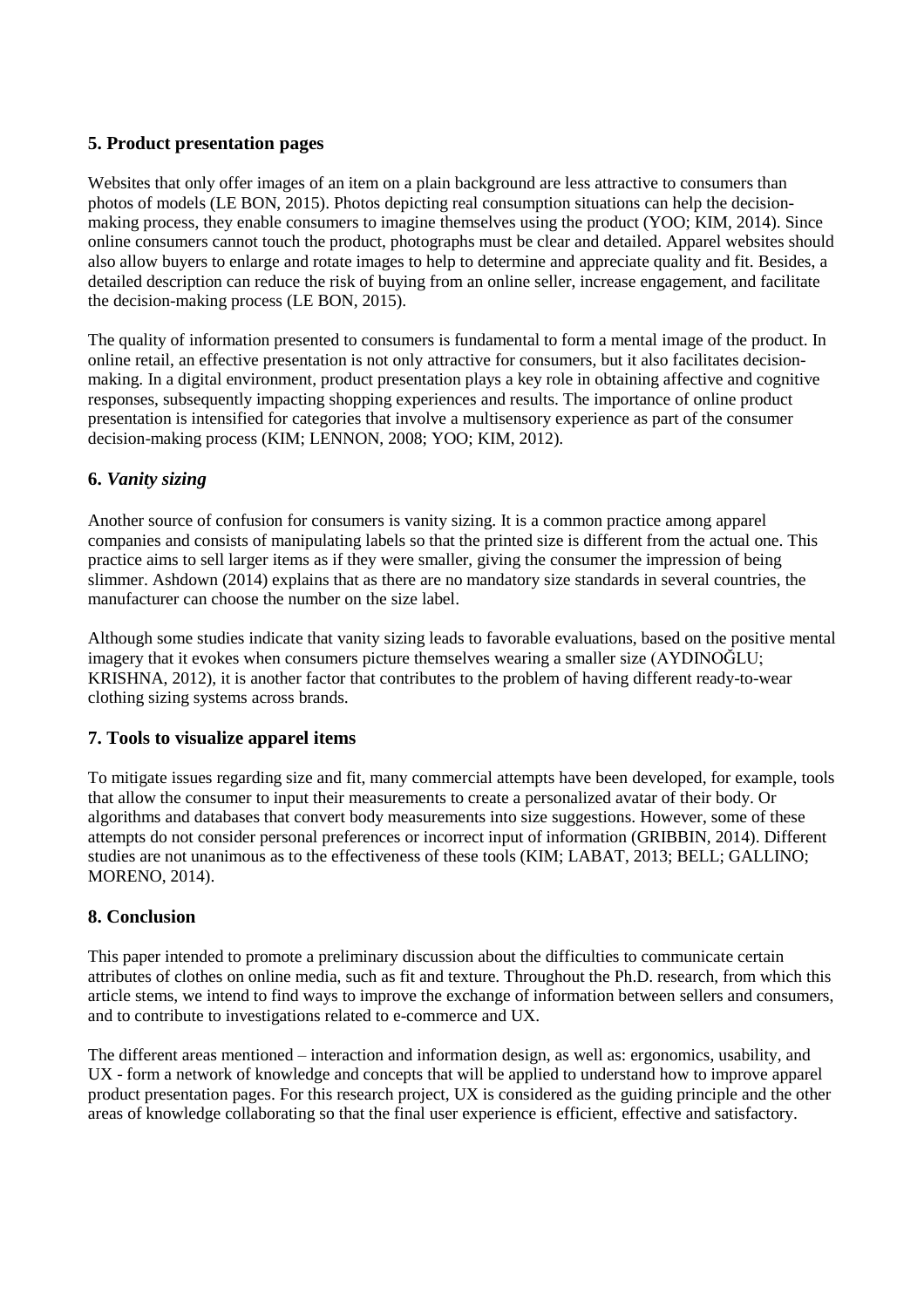## 5. Product presentation pages

Websites that only offer images of an item on a plain background are less attractive to consumers than photos of models (LE BON, 2015). Photos depicting real consumption situations can help the decision-making process, they enable consumers to imagine themselves using the product (YOO; KIM, 2014). Since online consumers cannot touch the product, photographs must be clear and detailed. Apparel websites should also allow buyers to enlarge and rotate images to help to determine and appreciate quality and fit. Besides, a detailed description can reduce the risk of buying from an online seller, increase engagement, and facilitate the decision-making process (LE BON, 2015).

The quality of information presented to consumers is fundamental to form a mental image of the product. In online retail, an effective presentation is not only attractive for consumers, but it also facilitates decision-making. In a digital environment, product presentation plays a key role in obtaining affective and cognitive responses, subsequently impacting shopping experiences and results. The importance of online product presentation is intensified for categories that involve a multisensory experience as part of the consumer decision-making process (KIM; LENNON, 2008; YOO; KIM, 2012).

## 6. *Vanity sizing*

Another source of confusion for consumers is vanity sizing. It is a common practice among apparel companies and consists of manipulating labels so that the printed size is different from the actual one. This practice aims to sell larger items as if they were smaller, giving the consumer the impression of being slimmer. Ashdown (2014) explains that as there are no mandatory size standards in several countries, the manufacturer can choose the number on the size label.

Although some studies indicate that vanity sizing leads to favorable evaluations, based on the positive mental imagery that it evokes when consumers picture themselves wearing a smaller size (AYDINOĞLU; KRISHNA, 2012), it is another factor that contributes to the problem of having different ready-to-wear clothing sizing systems across brands.

## 7. Tools to visualize apparel items

To mitigate issues regarding size and fit, many commercial attempts have been developed, for example, tools that allow the consumer to input their measurements to create a personalized avatar of their body. Or algorithms and databases that convert body measurements into size suggestions. However, some of these attempts do not consider personal preferences or incorrect input of information (GRIBBIN, 2014). Different studies are not unanimous as to the effectiveness of these tools (KIM; LABAT, 2013; BELL; GALLINO; MORENO, 2014).

## 8. Conclusion

This paper intended to promote a preliminary discussion about the difficulties to communicate certain attributes of clothes on online media, such as fit and texture. Throughout the Ph.D. research, from which this article stems, we intend to find ways to improve the exchange of information between sellers and consumers, and to contribute to investigations related to e-commerce and UX.

The different areas mentioned – interaction and information design, as well as: ergonomics, usability, and UX - form a network of knowledge and concepts that will be applied to understand how to improve apparel product presentation pages. For this research project, UX is considered as the guiding principle and the other areas of knowledge collaborating so that the final user experience is efficient, effective and satisfactory.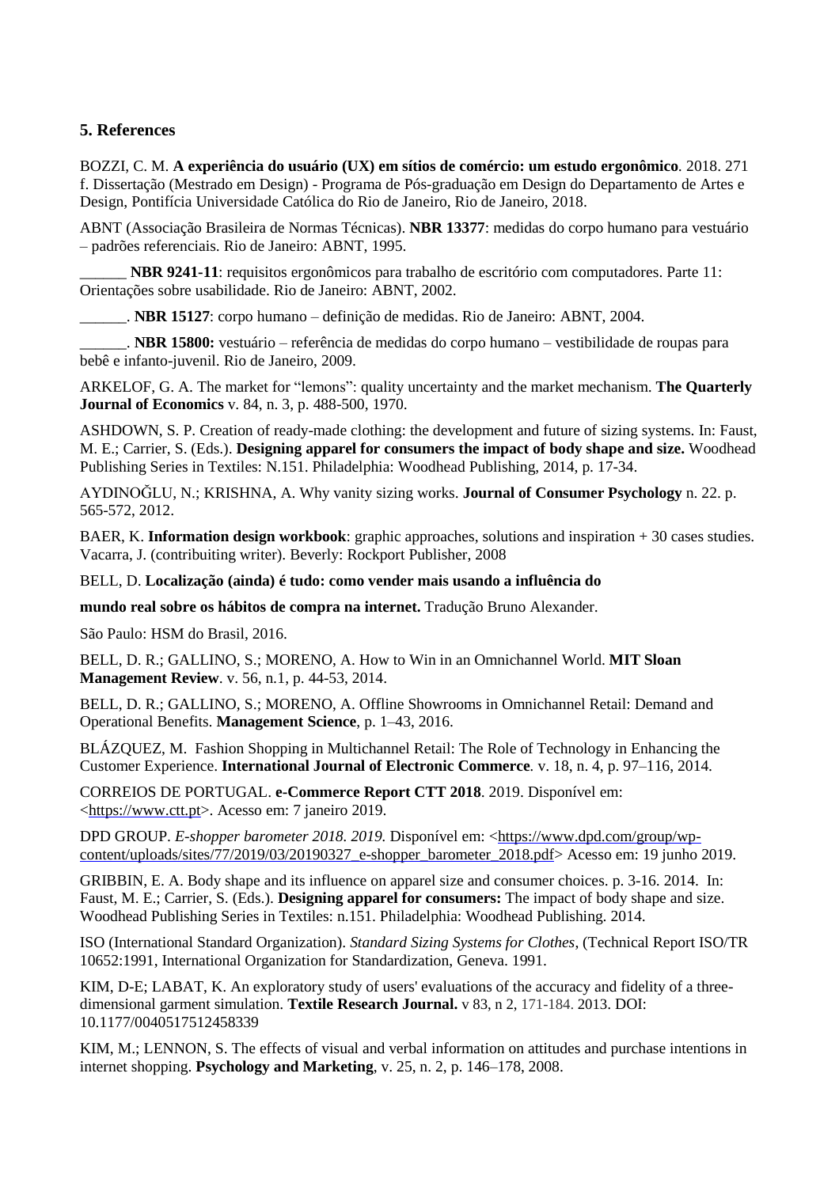## 5. References

BOZZI, C. M. **A experiência do usuário (UX) em sítios de comércio: um estudo ergonômico**. 2018. 271 f. Dissertação (Mestrado em Design) - Programa de Pós-graduação em Design do Departamento de Artes e Design, Pontifícia Universidade Católica do Rio de Janeiro, Rio de Janeiro, 2018.

ABNT (Associação Brasileira de Normas Técnicas). **NBR 13377**: medidas do corpo humano para vestuário – padrões referenciais. Rio de Janeiro: ABNT, 1995.

______ **NBR 9241-11**: requisitos ergonômicos para trabalho de escritório com computadores. Parte 11: Orientações sobre usabilidade. Rio de Janeiro: ABNT, 2002.

______. **NBR 15127**: corpo humano – definição de medidas. Rio de Janeiro: ABNT, 2004.

______. **NBR 15800:** vestuário – referência de medidas do corpo humano – vestibilidade de roupas para bebê e infanto-juvenil. Rio de Janeiro, 2009.

ARKELOF, G. A. The market for "lemons": quality uncertainty and the market mechanism. **The Quarterly Journal of Economics** v. 84, n. 3, p. 488-500, 1970.

ASHDOWN, S. P. Creation of ready-made clothing: the development and future of sizing systems. In: Faust, M. E.; Carrier, S. (Eds.). **Designing apparel for consumers the impact of body shape and size.** Woodhead Publishing Series in Textiles: N.151. Philadelphia: Woodhead Publishing, 2014, p. 17-34.

AYDINOĞLU, N.; KRISHNA, A. Why vanity sizing works. **Journal of Consumer Psychology** n. 22. p. 565-572, 2012.

BAER, K. **Information design workbook**: graphic approaches, solutions and inspiration + 30 cases studies. Vacarra, J. (contribuiting writer). Beverly: Rockport Publisher, 2008

BELL, D. **Localização (ainda) é tudo: como vender mais usando a influência do**

**mundo real sobre os hábitos de compra na internet.** Tradução Bruno Alexander.

São Paulo: HSM do Brasil, 2016.

BELL, D. R.; GALLINO, S.; MORENO, A. How to Win in an Omnichannel World. **MIT Sloan Management Review**. v. 56, n.1, p. 44-53, 2014.

BELL, D. R.; GALLINO, S.; MORENO, A. Offline Showrooms in Omnichannel Retail: Demand and Operational Benefits. **Management Science**, p. 1–43, 2016.

BLÁZQUEZ, M. Fashion Shopping in Multichannel Retail: The Role of Technology in Enhancing the Customer Experience. **International Journal of Electronic Commerce**. v. 18, n. 4, p. 97–116, 2014.

CORREIOS DE PORTUGAL. **e-Commerce Report CTT 2018**. 2019. Disponível em: <https://www.ctt.pt>. Acesso em: 7 janeiro 2019.

DPD GROUP. *E-shopper barometer 2018. 2019.* Disponível em: <https://www.dpd.com/group/wp-content/uploads/sites/77/2019/03/20190327_e-shopper_barometer_2018.pdf> Acesso em: 19 junho 2019.

GRIBBIN, E. A. Body shape and its influence on apparel size and consumer choices. p. 3-16. 2014. In: Faust, M. E.; Carrier, S. (Eds.). **Designing apparel for consumers:** The impact of body shape and size. Woodhead Publishing Series in Textiles: n.151. Philadelphia: Woodhead Publishing. 2014.

ISO (International Standard Organization). *Standard Sizing Systems for Clothes*, (Technical Report ISO/TR 10652:1991, International Organization for Standardization, Geneva. 1991.

KIM, D-E; LABAT, K. An exploratory study of users' evaluations of the accuracy and fidelity of a three-dimensional garment simulation. **Textile Research Journal.** v 83, n 2, 171-184. 2013. DOI: 10.1177/0040517512458339

KIM, M.; LENNON, S. The effects of visual and verbal information on attitudes and purchase intentions in internet shopping. **Psychology and Marketing**, v. 25, n. 2, p. 146–178, 2008.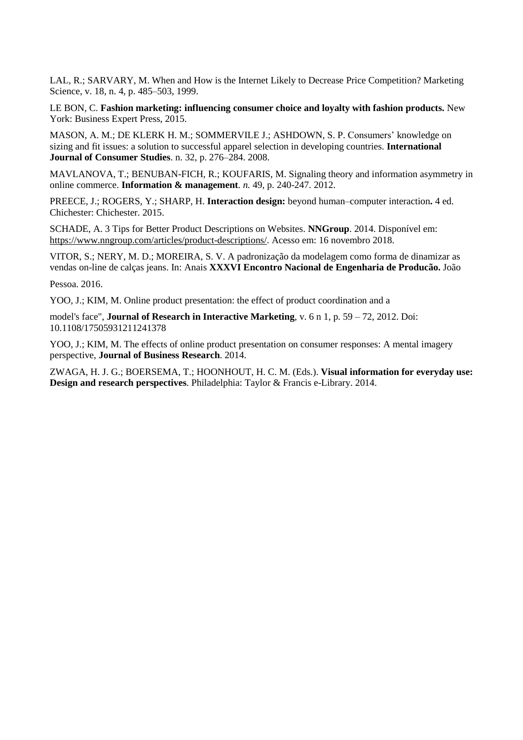LAL, R.; SARVARY, M. When and How is the Internet Likely to Decrease Price Competition? Marketing Science, v. 18, n. 4, p. 485–503, 1999.

LE BON, C. **Fashion marketing: influencing consumer choice and loyalty with fashion products.** New York: Business Expert Press, 2015.

MASON, A. M.; DE KLERK H. M.; SOMMERVILE J.; ASHDOWN, S. P. Consumers' knowledge on sizing and fit issues: a solution to successful apparel selection in developing countries. **International Journal of Consumer Studies**. n. 32, p. 276–284. 2008.

MAVLANOVA, T.; BENUBAN-FICH, R.; KOUFARIS, M. Signaling theory and information asymmetry in online commerce. **Information & management**. *n.* 49, p. 240-247. 2012.

PREECE, J.; ROGERS, Y.; SHARP, H. **Interaction design:** beyond human–computer interaction**.** 4 ed. Chichester: Chichester. 2015.

SCHADE, A. 3 Tips for Better Product Descriptions on Websites. **NNGroup**. 2014. Disponível em: https://www.nngroup.com/articles/product-descriptions/. Acesso em: 16 novembro 2018.

VITOR, S.; NERY, M. D.; MOREIRA, S. V. A padronização da modelagem como forma de dinamizar as vendas on-line de calças jeans. In: Anais **XXXVI Encontro Nacional de Engenharia de Producão.** João Pessoa. 2016.

YOO, J.; KIM, M. Online product presentation: the effect of product coordination and a model's face", **Journal of Research in Interactive Marketing**, v. 6 n 1, p. 59 – 72, 2012. Doi: 10.1108/17505931211241378

YOO, J.; KIM, M. The effects of online product presentation on consumer responses: A mental imagery perspective, **Journal of Business Research**. 2014.

ZWAGA, H. J. G.; BOERSEMA, T.; HOONHOUT, H. C. M. (Eds.). **Visual information for everyday use: Design and research perspectives**. Philadelphia: Taylor & Francis e-Library. 2014.